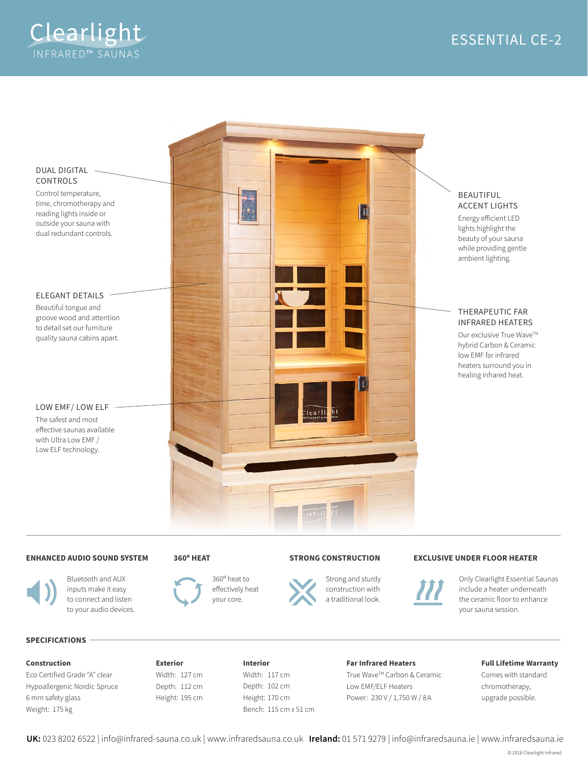# Clearlight INFRARED™ SAUNAS

## ESSENTIAL CE-2

### DUAL DIGITAL CONTROLS

Control temperature, time, chromotherapy and reading lights inside or outside your sauna with dual redundant controls.

### ELEGANT DETAILS

Beautiful tongue and groove wood and attention to detail set our furniture quality sauna cabins apart.

### LOW EMF/ LOW ELF

The safest and most effective saunas available with Ultra Low EMF / Low ELF technology.

### BEAUTIFUL ACCENT LIGHTS

Energy efficient LED lights highlight the beauty of your sauna while providing gentle ambient lighting.

### THERAPEUTIC FAR INFRARED HEATERS

Our exclusive True Wave™ hybrid Carbon & Ceramic low EMF far infrared heaters surround you in healing infrared heat.

---

**ENHANCED AUDIO SOUND SYSTEM**

Bluetooth and AUX inputs make it easy to connect and listen to your audio devices.

**360° HEAT**

360° heat to effectively heat your core.

**STRONG CONSTRUCTION**

Strong and sturdy construction with a traditional look.

**EXCLUSIVE UNDER FLOOR HEATER**

Only Clearlight Essential Saunas include a heater underneath the ceramic floor to enhance your sauna session.

## SPECIFICATIONS

**Construction**
Eco Certified Grade "A" clear
Hypoallergenic Nordic Spruce
6 mm safety glass
Weight: 175 kg

**Exterior**
Width: 127 cm
Depth: 112 cm
Height: 195 cm

**Interior**
Width: 117 cm
Depth: 102 cm
Height: 170 cm
Bench: 115 cm x 51 cm

**Far Infrared Heaters**
True Wave™ Carbon & Ceramic
Low EMF/ELF Heaters
Power: 230 V / 1,750 W / 8A

**Full Lifetime Warranty**
Comes with standard chromotherapy, upgrade possible.

**UK:** 023 8202 6522 | info@infrared-sauna.co.uk | www.infraredsauna.co.uk **Ireland:** 01 571 9279 | info@infraredsauna.ie | www.infraredsauna.ie

© 2018 Clearlight Infrared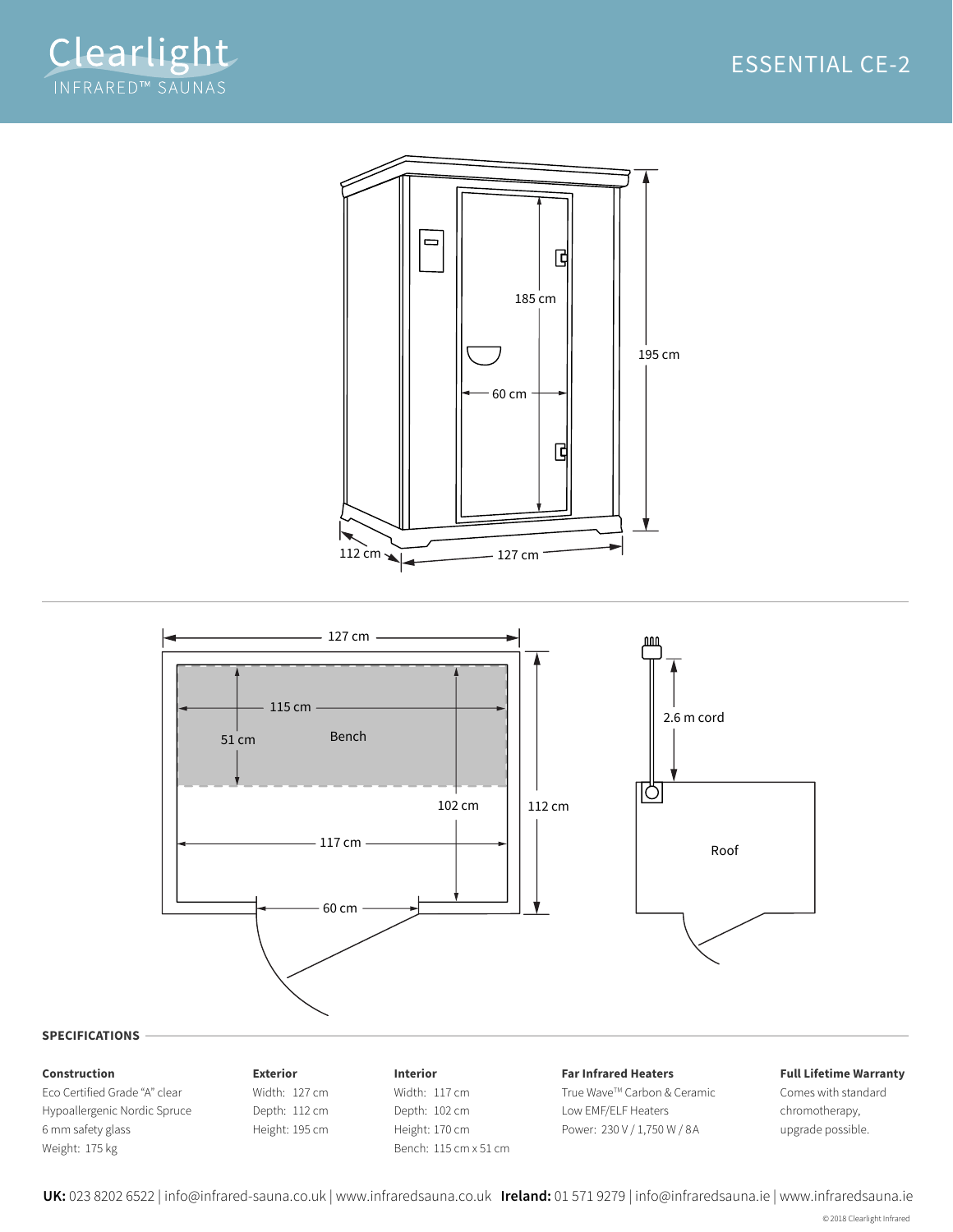# Clearlight INFRARED™ SAUNAS

## ESSENTIAL CE-2

185 cm

195 cm

60 cm

112 cm

127 cm

127 cm

115 cm

51 cm

Bench

102 cm

112 cm

117 cm

60 cm

2.6 m cord

Roof

## SPECIFICATIONS

**Construction**

Eco Certified Grade "A" clear Hypoallergenic Nordic Spruce

6 mm safety glass

Weight: 175 kg

**Exterior**

Width: 127 cm

Depth: 112 cm

Height: 195 cm

**Interior**

Width: 117 cm

Depth: 102 cm

Height: 170 cm

Bench: 115 cm x 51 cm

**Far Infrared Heaters**

True Wave™ Carbon & Ceramic

Low EMF/ELF Heaters

Power: 230 V / 1,750 W / 8A

**Full Lifetime Warranty**

Comes with standard chromotherapy, upgrade possible.

**UK:** 023 8202 6522 | info@infrared-sauna.co.uk | www.infraredsauna.co.uk **Ireland:** 01 571 9279 | info@infraredsauna.ie | www.infraredsauna.ie

©2018 Clearlight Infrared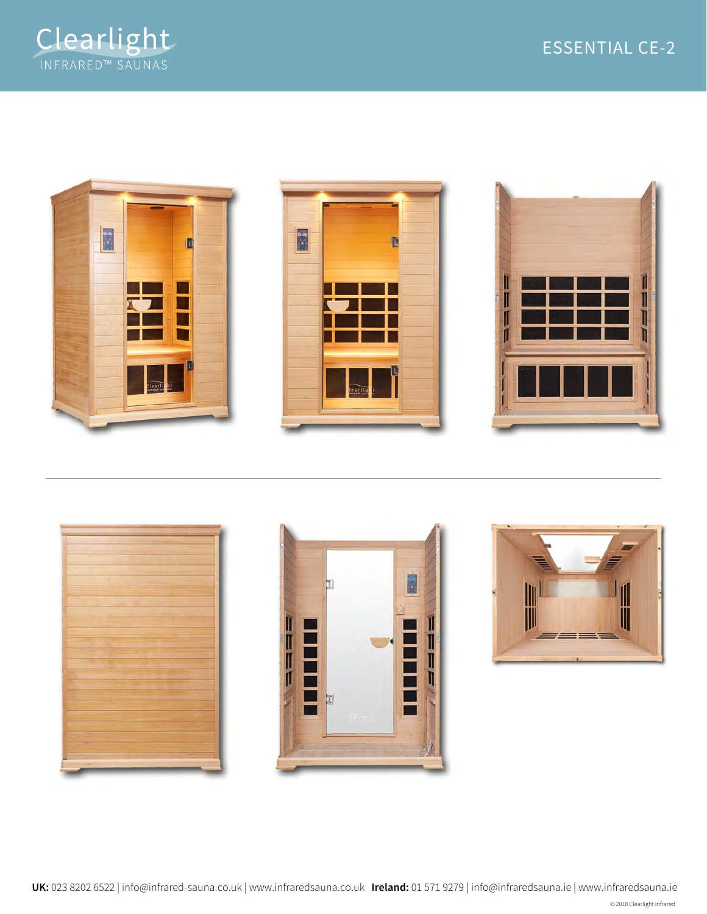# ESSENTIAL CE-2

**UK:** 023 8202 6522 | info@infrared-sauna.co.uk | www.infraredsauna.co.uk **Ireland:** 01 571 9279 | info@infraredsauna.ie | www.infraredsauna.ie

©2018 Clearlight Infrared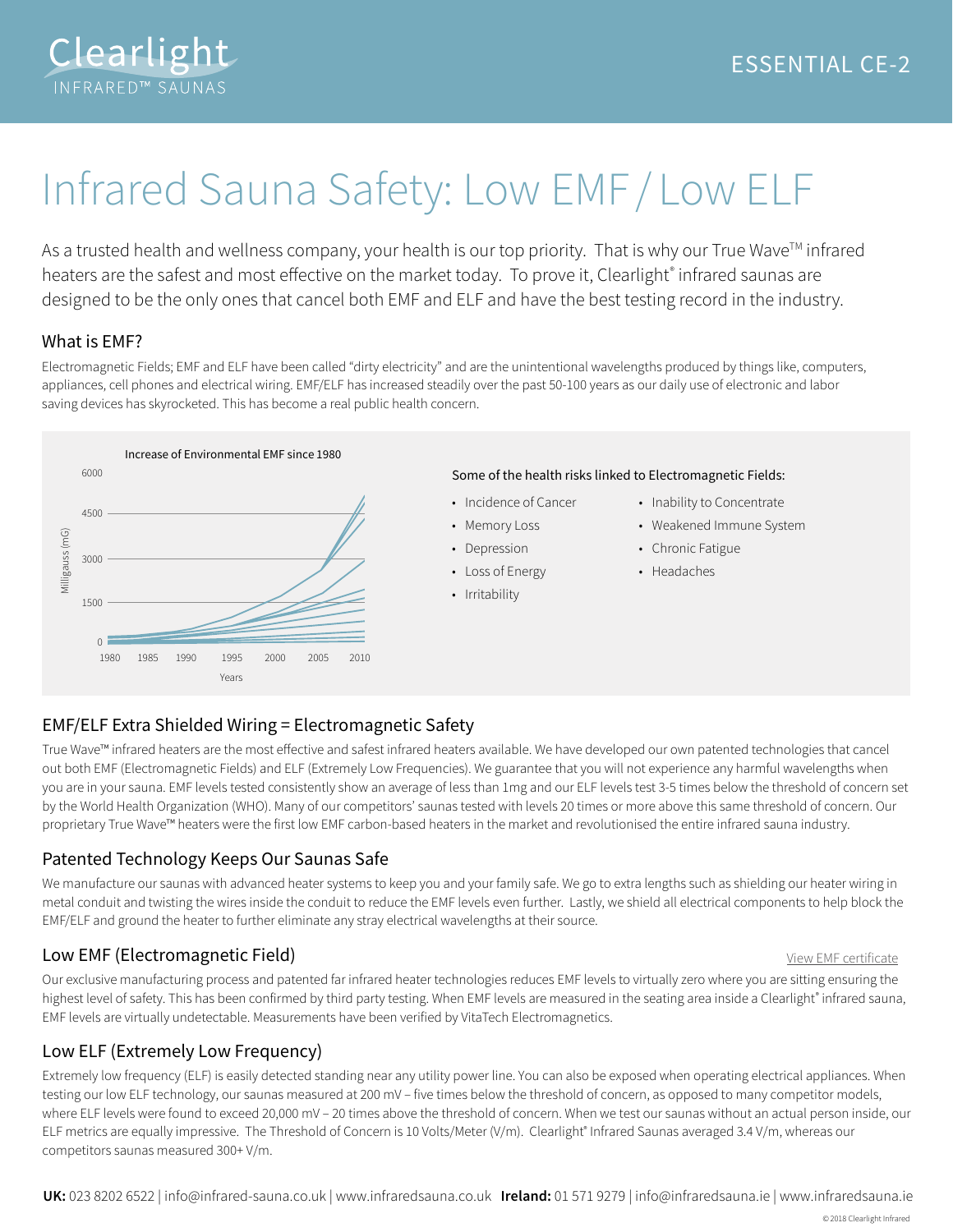Clearlight INFRARED™ SAUNAS

ESSENTIAL CE-2

# Infrared Sauna Safety: Low EMF / Low ELF

As a trusted health and wellness company, your health is our top priority. That is why our True Wave™ infrared heaters are the safest and most effective on the market today. To prove it, Clearlight® infrared saunas are designed to be the only ones that cancel both EMF and ELF and have the best testing record in the industry.

## What is EMF?

Electromagnetic Fields; EMF and ELF have been called "dirty electricity" and are the unintentional wavelengths produced by things like, computers, appliances, cell phones and electrical wiring. EMF/ELF has increased steadily over the past 50-100 years as our daily use of electronic and labor saving devices has skyrocketed. This has become a real public health concern.

Increase of Environmental EMF since 1980

Some of the health risks linked to Electromagnetic Fields:

- Incidence of Cancer
- Memory Loss
- Depression
- Loss of Energy
- Irritability
- Inability to Concentrate
- Weakened Immune System
- Chronic Fatigue
- Headaches

## EMF/ELF Extra Shielded Wiring = Electromagnetic Safety

True Wave™ infrared heaters are the most effective and safest infrared heaters available. We have developed our own patented technologies that cancel out both EMF (Electromagnetic Fields) and ELF (Extremely Low Frequencies). We guarantee that you will not experience any harmful wavelengths when you are in your sauna. EMF levels tested consistently show an average of less than 1mg and our ELF levels test 3-5 times below the threshold of concern set by the World Health Organization (WHO). Many of our competitors' saunas tested with levels 20 times or more above this same threshold of concern. Our proprietary True Wave™ heaters were the first low EMF carbon-based heaters in the market and revolutionised the entire infrared sauna industry.

## Patented Technology Keeps Our Saunas Safe

We manufacture our saunas with advanced heater systems to keep you and your family safe. We go to extra lengths such as shielding our heater wiring in metal conduit and twisting the wires inside the conduit to reduce the EMF levels even further. Lastly, we shield all electrical components to help block the EMF/ELF and ground the heater to further eliminate any stray electrical wavelengths at their source.

## Low EMF (Electromagnetic Field)

View EMF certificate

Our exclusive manufacturing process and patented far infrared heater technologies reduces EMF levels to virtually zero where you are sitting ensuring the highest level of safety. This has been confirmed by third party testing. When EMF levels are measured in the seating area inside a Clearlight® infrared sauna, EMF levels are virtually undetectable. Measurements have been verified by VitaTech Electromagnetics.

## Low ELF (Extremely Low Frequency)

Extremely low frequency (ELF) is easily detected standing near any utility power line. You can also be exposed when operating electrical appliances. When testing our low ELF technology, our saunas measured at 200 mV – five times below the threshold of concern, as opposed to many competitor models, where ELF levels were found to exceed 20,000 mV – 20 times above the threshold of concern. When we test our saunas without an actual person inside, our ELF metrics are equally impressive. The Threshold of Concern is 10 Volts/Meter (V/m). Clearlight® Infrared Saunas averaged 3.4 V/m, whereas our competitors saunas measured 300+ V/m.

**UK:** 023 8202 6522 | info@infrared-sauna.co.uk | www.infraredsauna.co.uk **Ireland:** 01 571 9279 | info@infraredsauna.ie | www.infraredsauna.ie

© 2018 Clearlight Infrared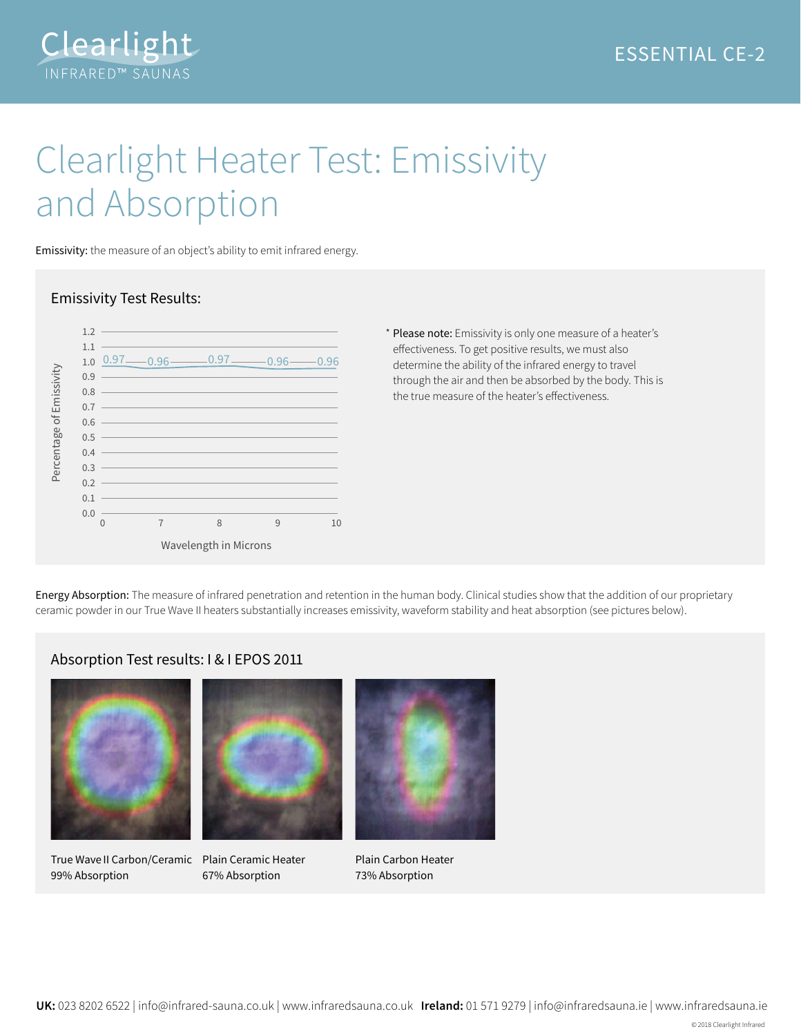# Clearlight Heater Test: Emissivity and Absorption

**Emissivity:** the measure of an object's ability to emit infrared energy.

## Emissivity Test Results:

| Wavelength in Microns | 0 | 7 | 8 | 9 | 10 |
|---|---|---|---|---|---|
| Percentage of Emissivity | 0.97 | 0.96 | 0.97 | 0.96 | 0.96 |

\* **Please note:** Emissivity is only one measure of a heater's effectiveness. To get positive results, we must also determine the ability of the infrared energy to travel through the air and then be absorbed by the body. This is the true measure of the heater's effectiveness.

**Energy Absorption:** The measure of infrared penetration and retention in the human body. Clinical studies show that the addition of our proprietary ceramic powder in our True Wave II heaters substantially increases emissivity, waveform stability and heat absorption (see pictures below).

## Absorption Test results: I & I EPOS 2011

True Wave II Carbon/Ceramic
99% Absorption

Plain Ceramic Heater
67% Absorption

Plain Carbon Heater
73% Absorption

**UK:** 023 8202 6522 | info@infrared-sauna.co.uk | www.infraredsauna.co.uk **Ireland:** 01 571 9279 | info@infraredsauna.ie | www.infraredsauna.ie

© 2018 Clearlight Infrared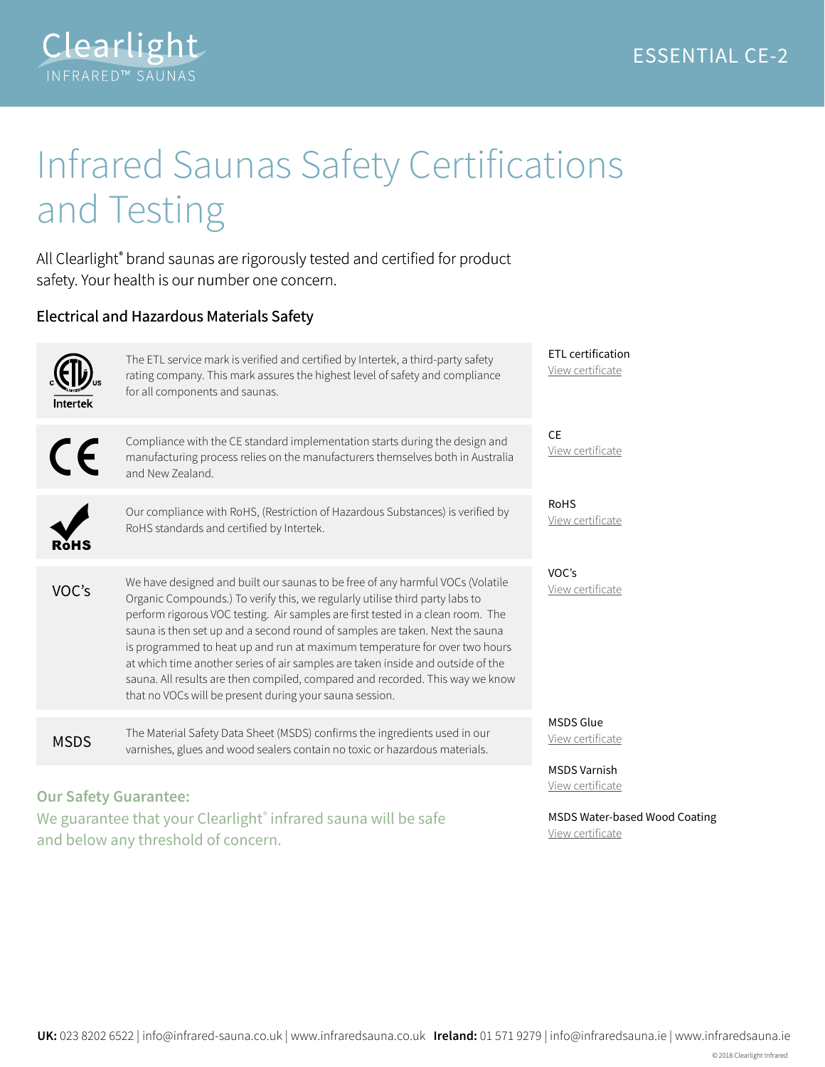Clearlight
INFRARED™ SAUNAS

ESSENTIAL CE-2

# Infrared Saunas Safety Certifications and Testing

All Clearlight® brand saunas are rigorously tested and certified for product safety. Your health is our number one concern.

## Electrical and Hazardous Materials Safety

| | | |
|---|---|---|
| Intertek | The ETL service mark is verified and certified by Intertek, a third-party safety rating company. This mark assures the highest level of safety and compliance for all components and saunas. | ETL certification<br>View certificate |
| CE | Compliance with the CE standard implementation starts during the design and manufacturing process relies on the manufacturers themselves both in Australia and New Zealand. | CE<br>View certificate |
| RoHS | Our compliance with RoHS, (Restriction of Hazardous Substances) is verified by RoHS standards and certified by Intertek. | RoHS<br>View certificate |
| VOC's | We have designed and built our saunas to be free of any harmful VOCs (Volatile Organic Compounds.) To verify this, we regularly utilise third party labs to perform rigorous VOC testing. Air samples are first tested in a clean room. The sauna is then set up and a second round of samples are taken. Next the sauna is programmed to heat up and run at maximum temperature for over two hours at which time another series of air samples are taken inside and outside of the sauna. All results are then compiled, compared and recorded. This way we know that no VOCs will be present during your sauna session. | VOC's<br>View certificate |
| MSDS | The Material Safety Data Sheet (MSDS) confirms the ingredients used in our varnishes, glues and wood sealers contain no toxic or hazardous materials. | MSDS Glue<br>View certificate<br>MSDS Varnish<br>View certificate<br>MSDS Water-based Wood Coating<br>View certificate |

**Our Safety Guarantee:**

We guarantee that your Clearlight® infrared sauna will be safe and below any threshold of concern.

**UK:** 023 8202 6522 | info@infrared-sauna.co.uk | www.infraredsauna.co.uk **Ireland:** 01 571 9279 | info@infraredsauna.ie | www.infraredsauna.ie

© 2018 Clearlight Infrared